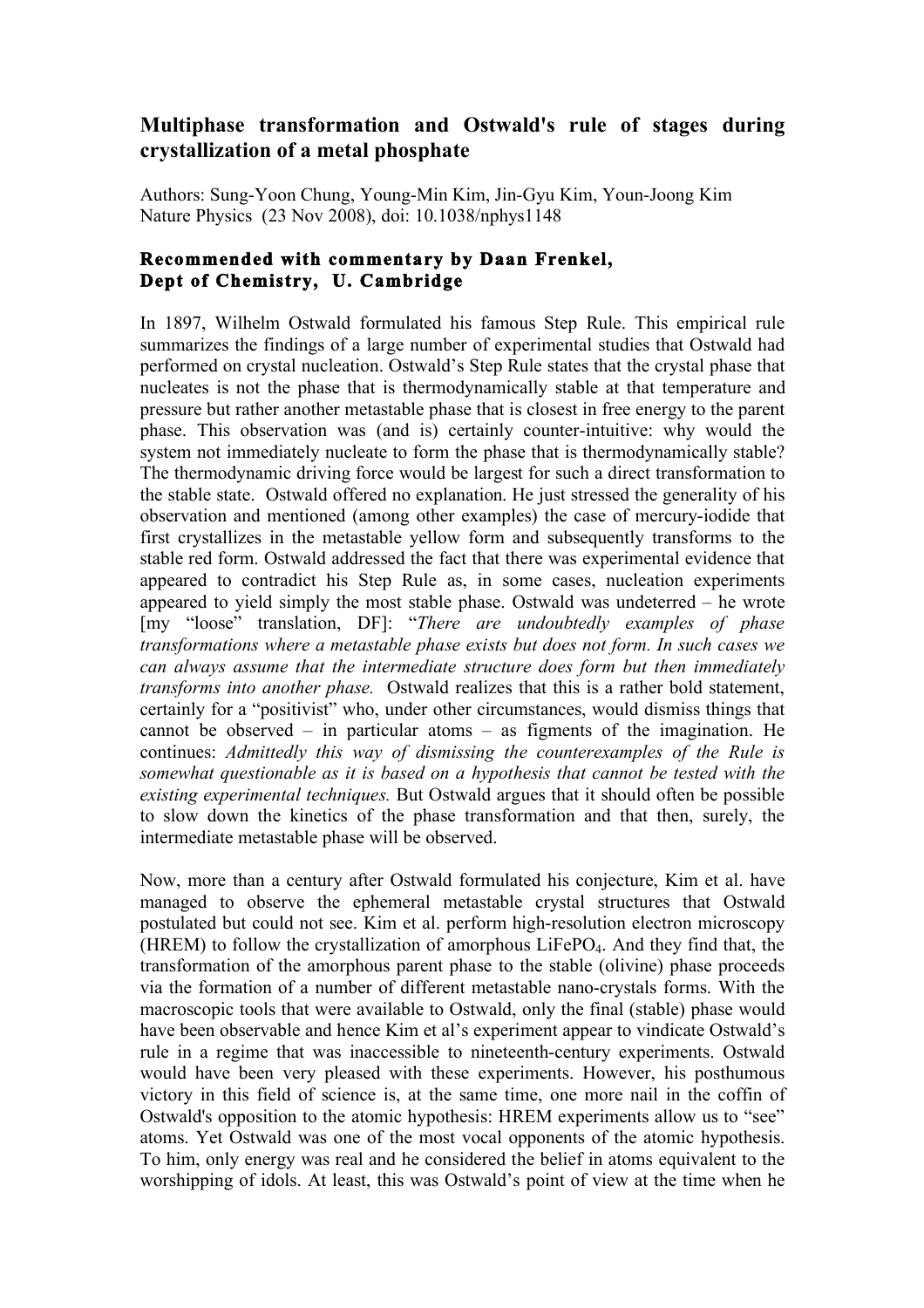# Multiphase transformation and Ostwald's rule of stages during crystallization of a metal phosphate

Authors: Sung-Yoon Chung, Young-Min Kim, Jin-Gyu Kim, Youn-Joong Kim
Nature Physics (23 Nov 2008), doi: 10.1038/nphys1148

**Recommended with commentary by Daan Frenkel,**
**Dept of Chemistry, U. Cambridge**

In 1897, Wilhelm Ostwald formulated his famous Step Rule. This empirical rule summarizes the findings of a large number of experimental studies that Ostwald had performed on crystal nucleation. Ostwald's Step Rule states that the crystal phase that nucleates is not the phase that is thermodynamically stable at that temperature and pressure but rather another metastable phase that is closest in free energy to the parent phase. This observation was (and is) certainly counter-intuitive: why would the system not immediately nucleate to form the phase that is thermodynamically stable? The thermodynamic driving force would be largest for such a direct transformation to the stable state. Ostwald offered no explanation. He just stressed the generality of his observation and mentioned (among other examples) the case of mercury-iodide that first crystallizes in the metastable yellow form and subsequently transforms to the stable red form. Ostwald addressed the fact that there was experimental evidence that appeared to contradict his Step Rule as, in some cases, nucleation experiments appeared to yield simply the most stable phase. Ostwald was undeterred – he wrote [my "loose" translation, DF]: "*There are undoubtedly examples of phase transformations where a metastable phase exists but does not form. In such cases we can always assume that the intermediate structure does form but then immediately transforms into another phase.* Ostwald realizes that this is a rather bold statement, certainly for a "positivist" who, under other circumstances, would dismiss things that cannot be observed – in particular atoms – as figments of the imagination. He continues: *Admittedly this way of dismissing the counterexamples of the Rule is somewhat questionable as it is based on a hypothesis that cannot be tested with the existing experimental techniques.* But Ostwald argues that it should often be possible to slow down the kinetics of the phase transformation and that then, surely, the intermediate metastable phase will be observed.

Now, more than a century after Ostwald formulated his conjecture, Kim et al. have managed to observe the ephemeral metastable crystal structures that Ostwald postulated but could not see. Kim et al. perform high-resolution electron microscopy (HREM) to follow the crystallization of amorphous $LiFePO_4$. And they find that, the transformation of the amorphous parent phase to the stable (olivine) phase proceeds via the formation of a number of different metastable nano-crystals forms. With the macroscopic tools that were available to Ostwald, only the final (stable) phase would have been observable and hence Kim et al's experiment appear to vindicate Ostwald's rule in a regime that was inaccessible to nineteenth-century experiments. Ostwald would have been very pleased with these experiments. However, his posthumous victory in this field of science is, at the same time, one more nail in the coffin of Ostwald's opposition to the atomic hypothesis: HREM experiments allow us to "see" atoms. Yet Ostwald was one of the most vocal opponents of the atomic hypothesis. To him, only energy was real and he considered the belief in atoms equivalent to the worshipping of idols. At least, this was Ostwald's point of view at the time when he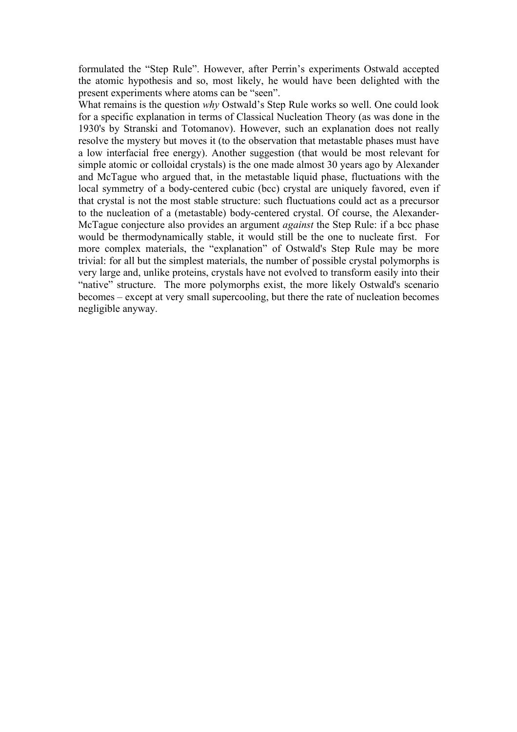formulated the “Step Rule”. However, after Perrin’s experiments Ostwald accepted the atomic hypothesis and so, most likely, he would have been delighted with the present experiments where atoms can be “seen”.

What remains is the question *why* Ostwald’s Step Rule works so well. One could look for a specific explanation in terms of Classical Nucleation Theory (as was done in the 1930's by Stranski and Totomanov). However, such an explanation does not really resolve the mystery but moves it (to the observation that metastable phases must have a low interfacial free energy). Another suggestion (that would be most relevant for simple atomic or colloidal crystals) is the one made almost 30 years ago by Alexander and McTague who argued that, in the metastable liquid phase, fluctuations with the local symmetry of a body-centered cubic (bcc) crystal are uniquely favored, even if that crystal is not the most stable structure: such fluctuations could act as a precursor to the nucleation of a (metastable) body-centered crystal. Of course, the Alexander-McTague conjecture also provides an argument *against* the Step Rule: if a bcc phase would be thermodynamically stable, it would still be the one to nucleate first. For more complex materials, the “explanation” of Ostwald's Step Rule may be more trivial: for all but the simplest materials, the number of possible crystal polymorphs is very large and, unlike proteins, crystals have not evolved to transform easily into their “native” structure. The more polymorphs exist, the more likely Ostwald's scenario becomes – except at very small supercooling, but there the rate of nucleation becomes negligible anyway.